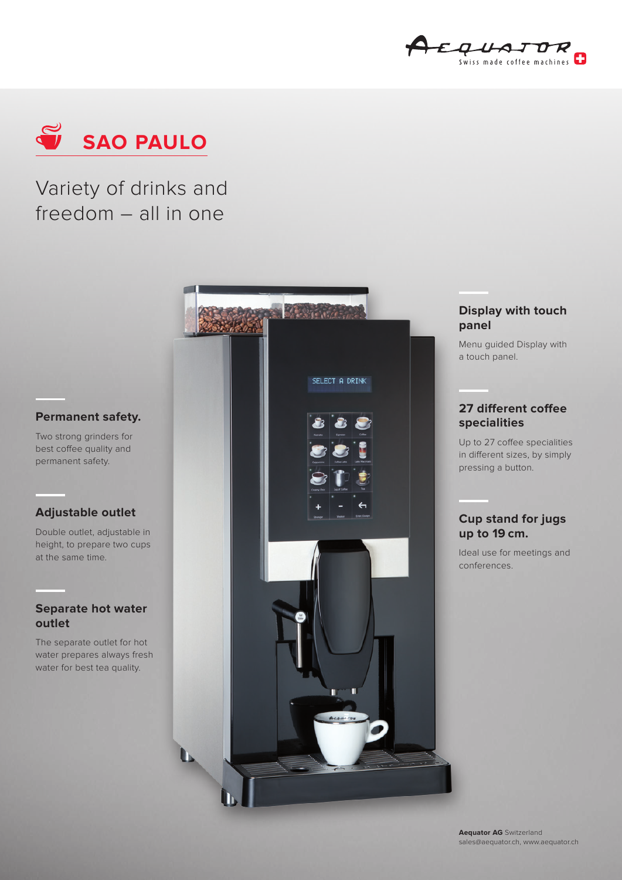# SAO PAULO

## Variety of drinks and freedom – all in one

### Permanent safety.

Two strong grinders for best coffee quality and permanent safety.

### Adjustable outlet

Double outlet, adjustable in height, to prepare two cups at the same time.

### Separate hot water outlet

The separate outlet for hot water prepares always fresh water for best tea quality.

### Display with touch panel

Menu guided Display with a touch panel.

### 27 different coffee specialities

Up to 27 coffee specialities in different sizes, by simply pressing a button.

### Cup stand for jugs up to 19 cm.

Ideal use for meetings and conferences.

**Aequator AG** Switzerland
sales@aequator.ch, www.aequator.ch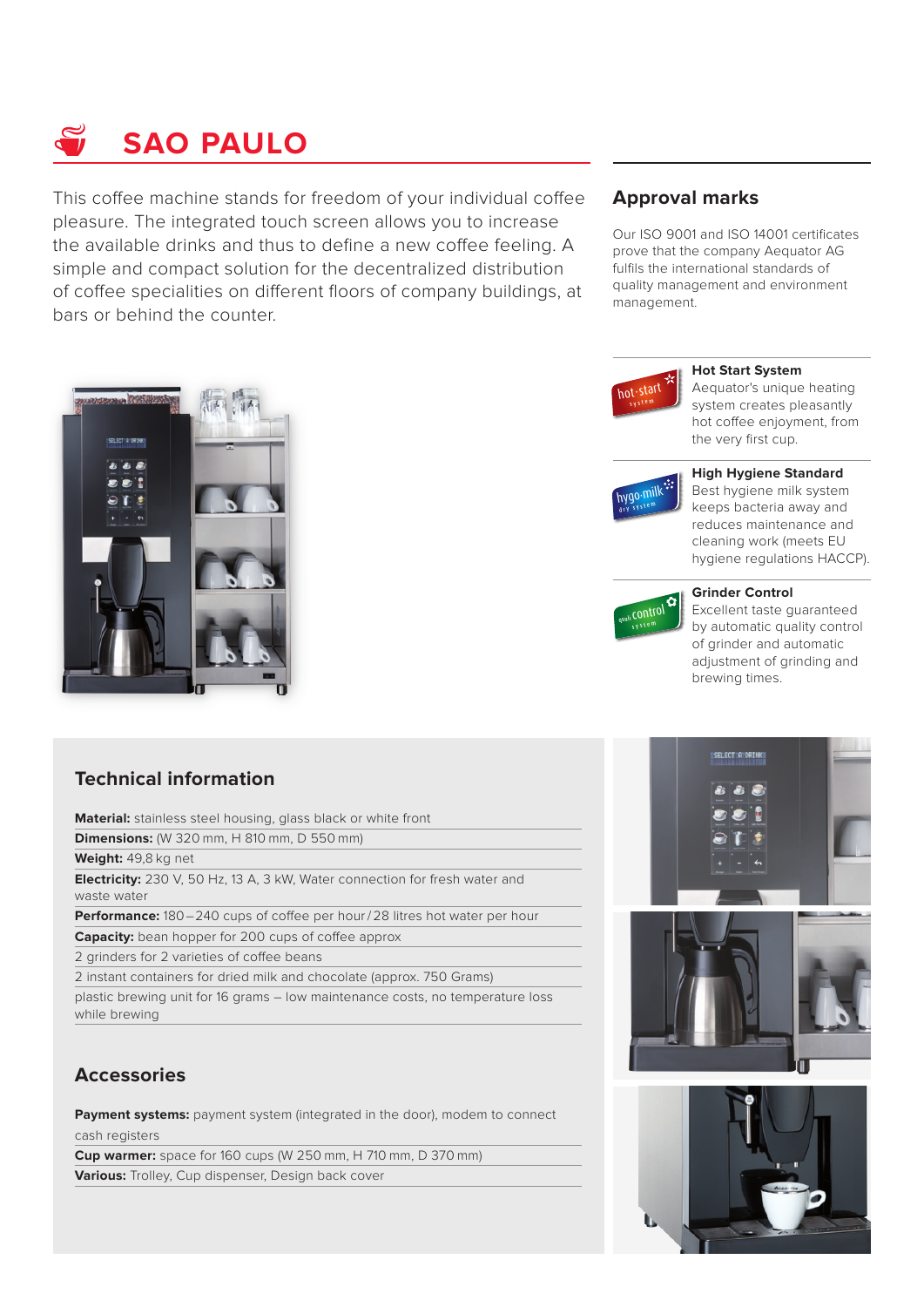# SAO PAULO

This coffee machine stands for freedom of your individual coffee pleasure. The integrated touch screen allows you to increase the available drinks and thus to define a new coffee feeling. A simple and compact solution for the decentralized distribution of coffee specialities on different floors of company buildings, at bars or behind the counter.

## Approval marks

Our ISO 9001 and ISO 14001 certificates prove that the company Aequator AG fulfils the international standards of quality management and environment management.

**Hot Start System**
Aequator's unique heating system creates pleasantly hot coffee enjoyment, from the very first cup.

**High Hygiene Standard**
Best hygiene milk system keeps bacteria away and reduces maintenance and cleaning work (meets EU hygiene regulations HACCP).

**Grinder Control**
Excellent taste guaranteed by automatic quality control of grinder and automatic adjustment of grinding and brewing times.

## Technical information

**Material:** stainless steel housing, glass black or white front

**Dimensions:** (W 320 mm, H 810 mm, D 550 mm)

**Weight:** 49,8 kg net

**Electricity:** 230 V, 50 Hz, 13 A, 3 kW, Water connection for fresh water and waste water

**Performance:** 180 – 240 cups of coffee per hour / 28 litres hot water per hour

**Capacity:** bean hopper for 200 cups of coffee approx

2 grinders for 2 varieties of coffee beans

2 instant containers for dried milk and chocolate (approx. 750 Grams)

plastic brewing unit for 16 grams – low maintenance costs, no temperature loss while brewing

## Accessories

**Payment systems:** payment system (integrated in the door), modem to connect cash registers

**Cup warmer:** space for 160 cups (W 250 mm, H 710 mm, D 370 mm)

**Various:** Trolley, Cup dispenser, Design back cover